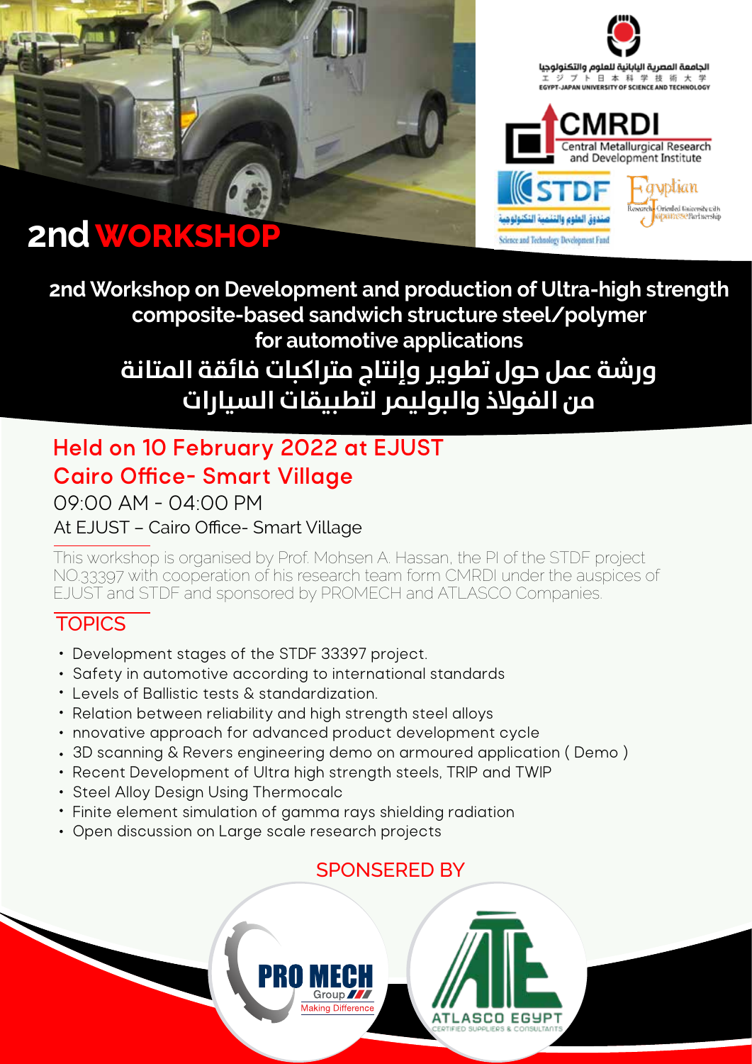الجامعة المصرية اليابانية للعلوم والتكنولوجيا
エジプト日本科学技術大学
EGYPT-JAPAN UNIVERSITY OF SCIENCE AND TECHNOLOGY

CMRDI
Central Metallurgical Research and Development Institute

STDF
صندوق العلوم والتنمية التكنولوجية
Science and Technology Development Fund

Egyptian Research Oriented University with Japanese Partnership

# 2nd WORKSHOP

## 2nd Workshop on Development and production of Ultra-high strength composite-based sandwich structure steel/polymer for automotive applications

## ورشة عمل حول تطوير وإنتاج متراكبات فائقة المتانة من الفولاذ والبوليمر لتطبيقات السيارات

### Held on 10 February 2022 at EJUST Cairo Office- Smart Village

09:00 AM - 04:00 PM

At EJUST – Cairo Office- Smart Village

This workshop is organised by Prof. Mohsen A. Hassan, the PI of the STDF project NO.33397 with cooperation of his research team form CMRDI under the auspices of EJUST and STDF and sponsored by PROMECH and ATLASCO Companies.

### TOPICS

- Development stages of the STDF 33397 project.
- Safety in automotive according to international standards
- Levels of Ballistic tests & standardization.
- Relation between reliability and high strength steel alloys
- nnovative approach for advanced product development cycle
- 3D scanning & Revers engineering demo on armoured application ( Demo )
- Recent Development of Ultra high strength steels, TRIP and TWIP
- Steel Alloy Design Using Thermocalc
- Finite element simulation of gamma rays shielding radiation
- Open discussion on Large scale research projects

### SPONSERED BY

PRO MECH Group — Making Difference

ATLASCO EGYPT — CERTIFIED SUPPLIERS & CONSULTANTS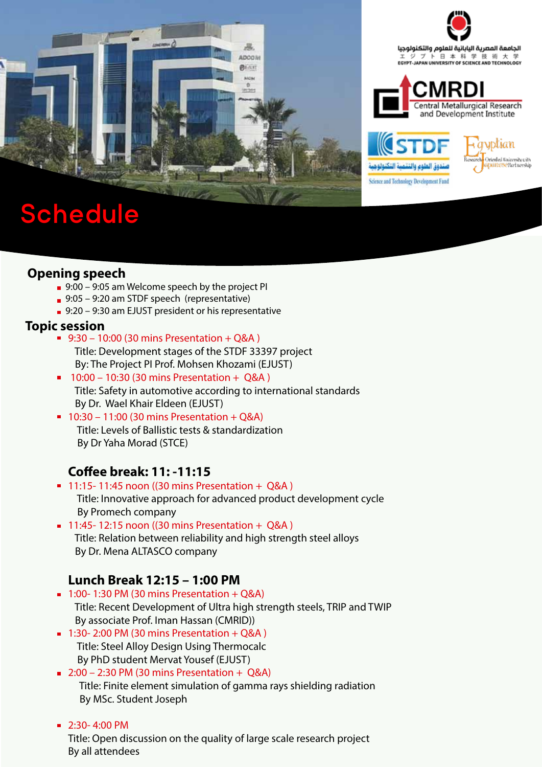الجامعة المصرية اليابانية للعلوم والتكنولوجيا
エ ジ プ ト 日 本 科 学 技 術 大 学
EGYPT-JAPAN UNIVERSITY OF SCIENCE AND TECHNOLOGY

CMRDI
Central Metallurgical Research and Development Institute

STDF
صندوق العلوم والتنمية التكنولوجية
Science and Technology Development Fund

Egyptian Research Oriented University with Japanese Partnership

# Schedule

## Opening speech

- 9:00 – 9:05 am Welcome speech by the project PI
- 9:05 – 9:20 am STDF speech (representative)
- 9:20 – 9:30 am EJUST president or his representative

## Topic session

- 9:30 – 10:00 (30 mins Presentation + Q&A )
  Title: Development stages of the STDF 33397 project
  By: The Project PI Prof. Mohsen Khozami (EJUST)
- 10:00 – 10:30 (30 mins Presentation + Q&A )
  Title: Safety in automotive according to international standards
  By Dr. Wael Khair Eldeen (EJUST)
- 10:30 – 11:00 (30 mins Presentation + Q&A)
  Title: Levels of Ballistic tests & standardization
  By Dr Yaha Morad (STCE)

### Coffee break: 11: -11:15

- 11:15- 11:45 noon ((30 mins Presentation + Q&A )
  Title: Innovative approach for advanced product development cycle
  By Promech company
- 11:45- 12:15 noon ((30 mins Presentation + Q&A )
  Title: Relation between reliability and high strength steel alloys
  By Dr. Mena ALTASCO company

### Lunch Break 12:15 – 1:00 PM

- 1:00- 1:30 PM (30 mins Presentation + Q&A)
  Title: Recent Development of Ultra high strength steels, TRIP and TWIP
  By associate Prof. Iman Hassan (CMRID))
- 1:30- 2:00 PM (30 mins Presentation + Q&A )
  Title: Steel Alloy Design Using Thermocalc
  By PhD student Mervat Yousef (EJUST)
- 2:00 – 2:30 PM (30 mins Presentation + Q&A)
  Title: Finite element simulation of gamma rays shielding radiation
  By MSc. Student Joseph
- 2:30- 4:00 PM
  Title: Open discussion on the quality of large scale research project
  By all attendees